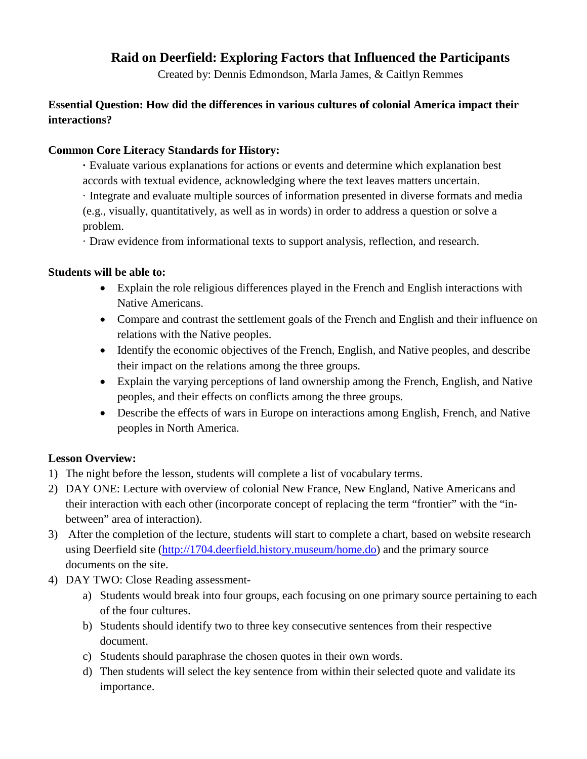# Raid on Deerfield: Exploring Factors that Influenced the Participants

Created by: Dennis Edmondson, Marla James, & Caitlyn Remmes

**Essential Question: How did the differences in various cultures of colonial America impact their interactions?**

**Common Core Literacy Standards for History:**

· Evaluate various explanations for actions or events and determine which explanation best accords with textual evidence, acknowledging where the text leaves matters uncertain.

· Integrate and evaluate multiple sources of information presented in diverse formats and media (e.g., visually, quantitatively, as well as in words) in order to address a question or solve a problem.

· Draw evidence from informational texts to support analysis, reflection, and research.

**Students will be able to:**

- Explain the role religious differences played in the French and English interactions with Native Americans.
- Compare and contrast the settlement goals of the French and English and their influence on relations with the Native peoples.
- Identify the economic objectives of the French, English, and Native peoples, and describe their impact on the relations among the three groups.
- Explain the varying perceptions of land ownership among the French, English, and Native peoples, and their effects on conflicts among the three groups.
- Describe the effects of wars in Europe on interactions among English, French, and Native peoples in North America.

**Lesson Overview:**

1) The night before the lesson, students will complete a list of vocabulary terms.
2) DAY ONE: Lecture with overview of colonial New France, New England, Native Americans and their interaction with each other (incorporate concept of replacing the term "frontier" with the "in-between" area of interaction).
3) After the completion of the lecture, students will start to complete a chart, based on website research using Deerfield site (http://1704.deerfield.history.museum/home.do) and the primary source documents on the site.
4) DAY TWO: Close Reading assessment-
   a) Students would break into four groups, each focusing on one primary source pertaining to each of the four cultures.
   b) Students should identify two to three key consecutive sentences from their respective document.
   c) Students should paraphrase the chosen quotes in their own words.
   d) Then students will select the key sentence from within their selected quote and validate its importance.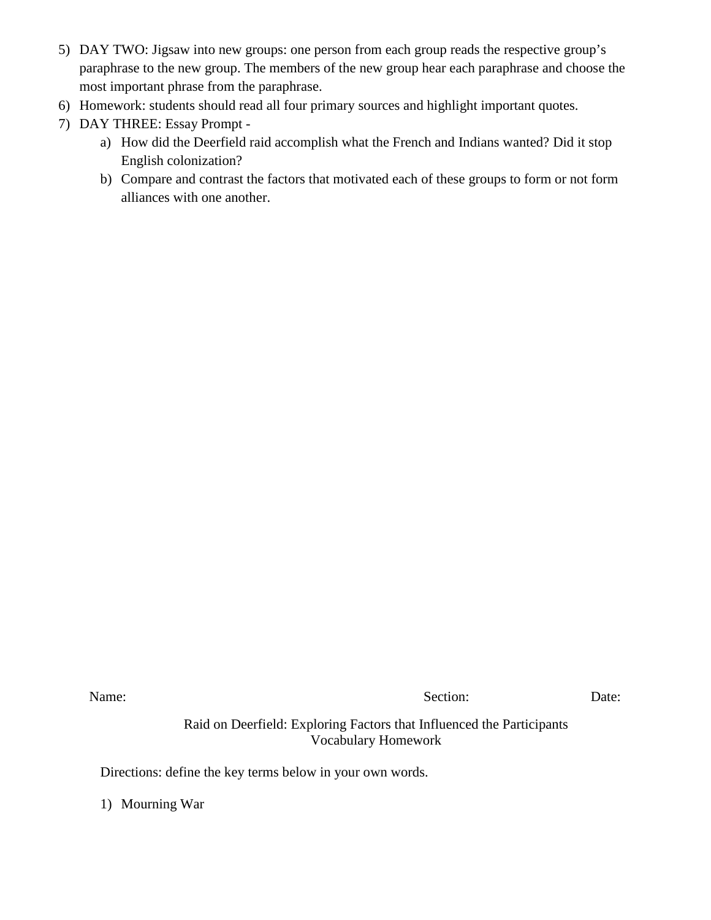5) DAY TWO: Jigsaw into new groups: one person from each group reads the respective group's paraphrase to the new group. The members of the new group hear each paraphrase and choose the most important phrase from the paraphrase.
6) Homework: students should read all four primary sources and highlight important quotes.
7) DAY THREE: Essay Prompt -
    a) How did the Deerfield raid accomplish what the French and Indians wanted? Did it stop English colonization?
    b) Compare and contrast the factors that motivated each of these groups to form or not form alliances with one another.

Name: Section: Date:

Raid on Deerfield: Exploring Factors that Influenced the Participants
Vocabulary Homework

Directions: define the key terms below in your own words.

1) Mourning War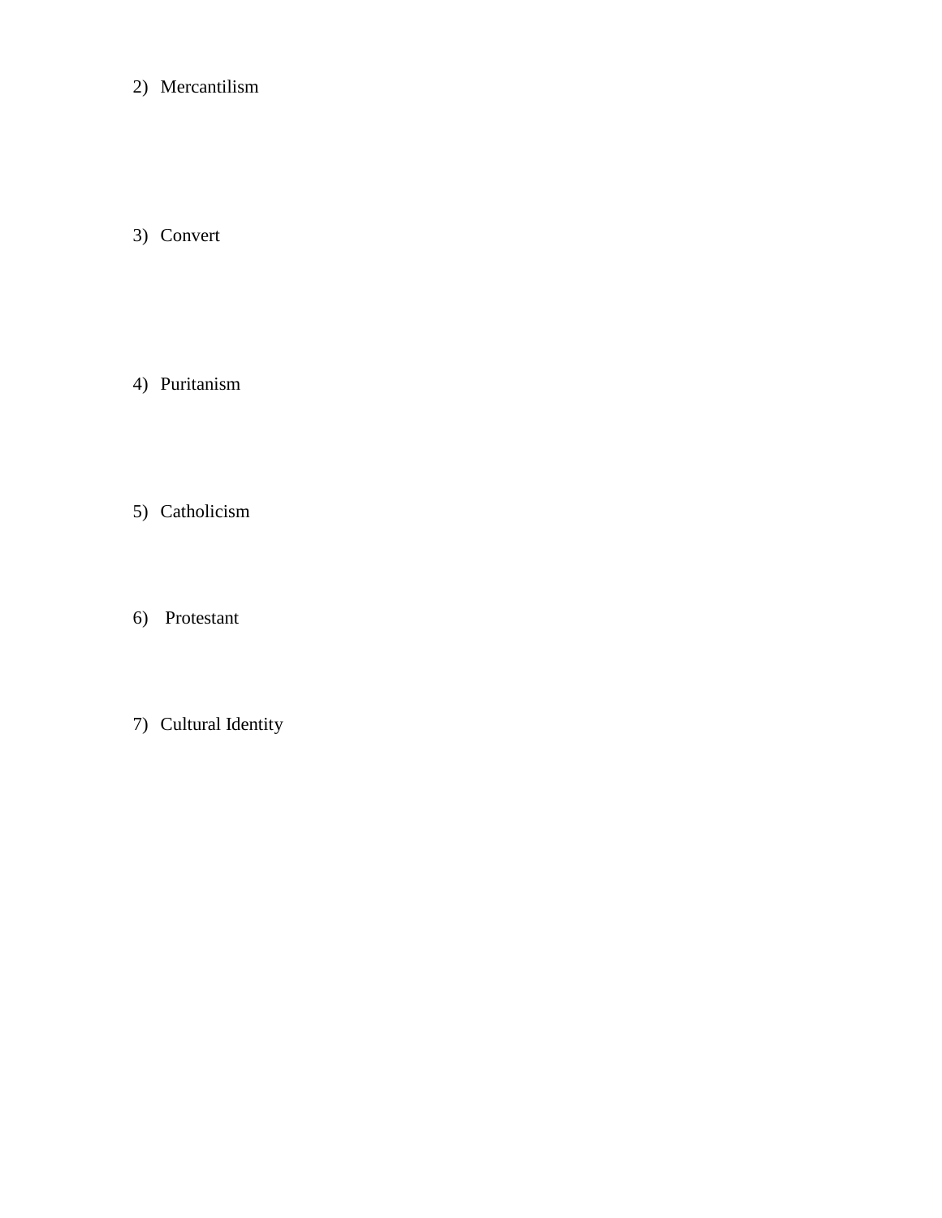2) Mercantilism

3) Convert

4) Puritanism

5) Catholicism

6) Protestant

7) Cultural Identity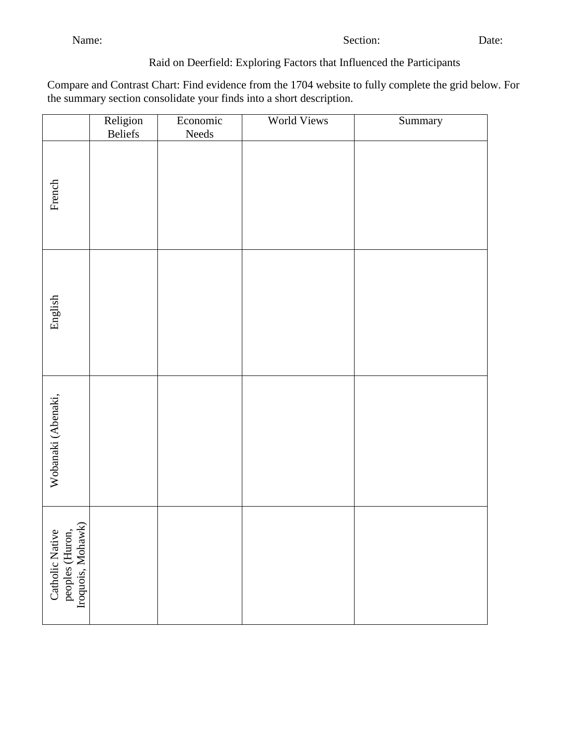Name: Section: Date:

Raid on Deerfield: Exploring Factors that Influenced the Participants

Compare and Contrast Chart: Find evidence from the 1704 website to fully complete the grid below. For the summary section consolidate your finds into a short description.

| | Religion Beliefs | Economic Needs | World Views | Summary |
|---|---|---|---|---|
| French | | | | |
| English | | | | |
| Wobanaki (Abenaki, | | | | |
| Catholic Native peoples (Huron, Iroquois, Mohawk) | | | | |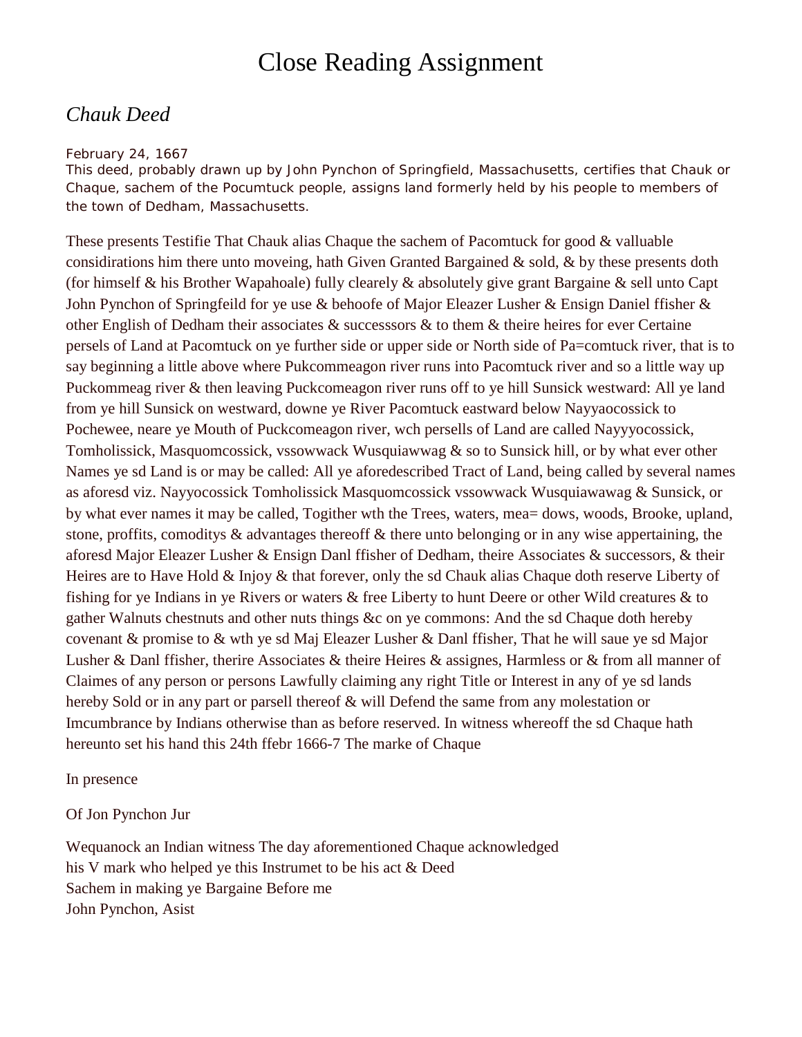# Close Reading Assignment

## *Chauk Deed*

February 24, 1667
This deed, probably drawn up by John Pynchon of Springfield, Massachusetts, certifies that Chauk or Chaque, sachem of the Pocumtuck people, assigns land formerly held by his people to members of the town of Dedham, Massachusetts.

These presents Testifie That Chauk alias Chaque the sachem of Pacomtuck for good & valluable considirations him there unto moveing, hath Given Granted Bargained & sold, & by these presents doth (for himself & his Brother Wapahoale) fully clearely & absolutely give grant Bargaine & sell unto Capt John Pynchon of Springfeild for ye use & behoofe of Major Eleazer Lusher & Ensign Daniel ffisher & other English of Dedham their associates & successsors & to them & theire heires for ever Certaine persels of Land at Pacomtuck on ye further side or upper side or North side of Pa=comtuck river, that is to say beginning a little above where Pukcommeagon river runs into Pacomtuck river and so a little way up Puckommeag river & then leaving Puckcomeagon river runs off to ye hill Sunsick westward: All ye land from ye hill Sunsick on westward, downe ye River Pacomtuck eastward below Nayyaocossick to Pochewee, neare ye Mouth of Puckcomeagon river, wch persells of Land are called Nayyyocossick, Tomholissick, Masquomcossick, vssowwack Wusquiawwag & so to Sunsick hill, or by what ever other Names ye sd Land is or may be called: All ye aforedescribed Tract of Land, being called by several names as aforesd viz. Nayyocossick Tomholissick Masquomcossick vssowwack Wusquiawawag & Sunsick, or by what ever names it may be called, Togither wth the Trees, waters, mea= dows, woods, Brooke, upland, stone, proffits, comoditys & advantages thereoff & there unto belonging or in any wise appertaining, the aforesd Major Eleazer Lusher & Ensign Danl ffisher of Dedham, theire Associates & successors, & their Heires are to Have Hold & Injoy & that forever, only the sd Chauk alias Chaque doth reserve Liberty of fishing for ye Indians in ye Rivers or waters & free Liberty to hunt Deere or other Wild creatures & to gather Walnuts chestnuts and other nuts things &c on ye commons: And the sd Chaque doth hereby covenant & promise to & wth ye sd Maj Eleazer Lusher & Danl ffisher, That he will saue ye sd Major Lusher & Danl ffisher, therire Associates & theire Heires & assignes, Harmless or & from all manner of Claimes of any person or persons Lawfully claiming any right Title or Interest in any of ye sd lands hereby Sold or in any part or parsell thereof & will Defend the same from any molestation or Imcumbrance by Indians otherwise than as before reserved. In witness whereoff the sd Chaque hath hereunto set his hand this 24th ffebr 1666-7 The marke of Chaque

In presence

Of Jon Pynchon Jur

Wequanock an Indian witness The day aforementioned Chaque acknowledged
his V mark who helped ye this Instrumet to be his act & Deed
Sachem in making ye Bargaine Before me
John Pynchon, Asist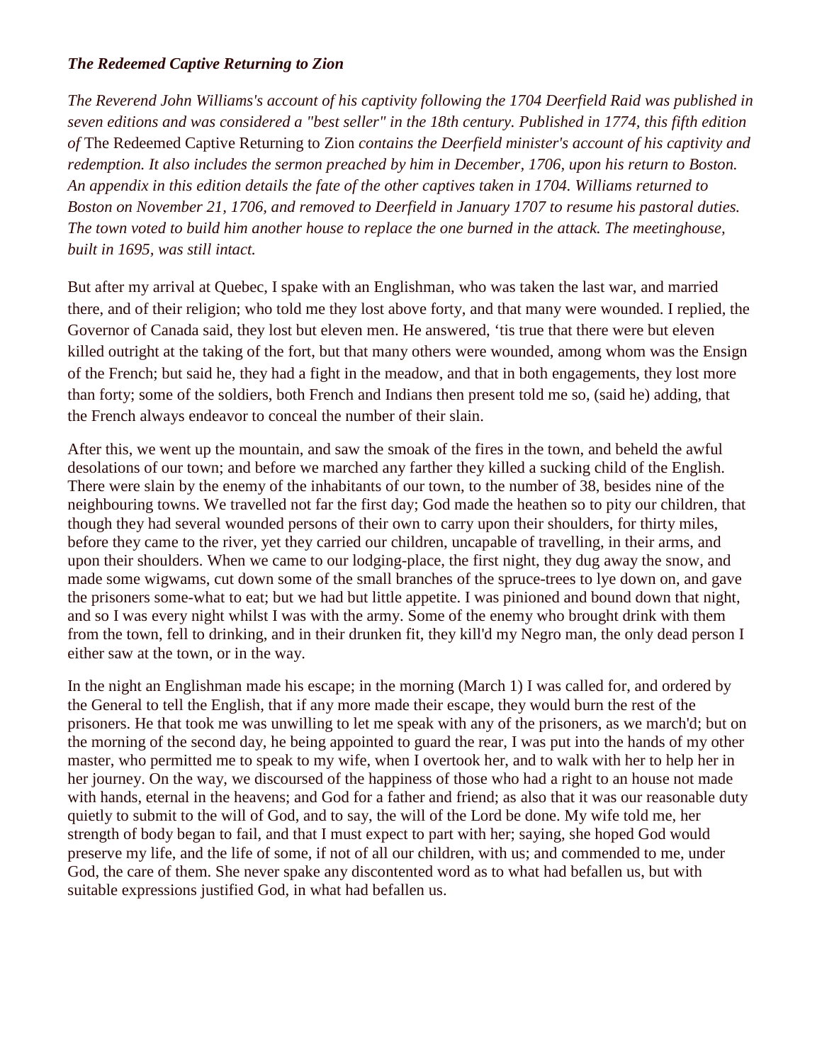***The Redeemed Captive Returning to Zion***

*The Reverend John Williams's account of his captivity following the 1704 Deerfield Raid was published in seven editions and was considered a "best seller" in the 18th century. Published in 1774, this fifth edition of* The Redeemed Captive Returning to Zion *contains the Deerfield minister's account of his captivity and redemption. It also includes the sermon preached by him in December, 1706, upon his return to Boston. An appendix in this edition details the fate of the other captives taken in 1704. Williams returned to Boston on November 21, 1706, and removed to Deerfield in January 1707 to resume his pastoral duties. The town voted to build him another house to replace the one burned in the attack. The meetinghouse, built in 1695, was still intact.*

But after my arrival at Quebec, I spake with an Englishman, who was taken the last war, and married there, and of their religion; who told me they lost above forty, and that many were wounded. I replied, the Governor of Canada said, they lost but eleven men. He answered, 'tis true that there were but eleven killed outright at the taking of the fort, but that many others were wounded, among whom was the Ensign of the French; but said he, they had a fight in the meadow, and that in both engagements, they lost more than forty; some of the soldiers, both French and Indians then present told me so, (said he) adding, that the French always endeavor to conceal the number of their slain.

After this, we went up the mountain, and saw the smoak of the fires in the town, and beheld the awful desolations of our town; and before we marched any farther they killed a sucking child of the English. There were slain by the enemy of the inhabitants of our town, to the number of 38, besides nine of the neighbouring towns. We travelled not far the first day; God made the heathen so to pity our children, that though they had several wounded persons of their own to carry upon their shoulders, for thirty miles, before they came to the river, yet they carried our children, uncapable of travelling, in their arms, and upon their shoulders. When we came to our lodging-place, the first night, they dug away the snow, and made some wigwams, cut down some of the small branches of the spruce-trees to lye down on, and gave the prisoners some-what to eat; but we had but little appetite. I was pinioned and bound down that night, and so I was every night whilst I was with the army. Some of the enemy who brought drink with them from the town, fell to drinking, and in their drunken fit, they kill'd my Negro man, the only dead person I either saw at the town, or in the way.

In the night an Englishman made his escape; in the morning (March 1) I was called for, and ordered by the General to tell the English, that if any more made their escape, they would burn the rest of the prisoners. He that took me was unwilling to let me speak with any of the prisoners, as we march'd; but on the morning of the second day, he being appointed to guard the rear, I was put into the hands of my other master, who permitted me to speak to my wife, when I overtook her, and to walk with her to help her in her journey. On the way, we discoursed of the happiness of those who had a right to an house not made with hands, eternal in the heavens; and God for a father and friend; as also that it was our reasonable duty quietly to submit to the will of God, and to say, the will of the Lord be done. My wife told me, her strength of body began to fail, and that I must expect to part with her; saying, she hoped God would preserve my life, and the life of some, if not of all our children, with us; and commended to me, under God, the care of them. She never spake any discontented word as to what had befallen us, but with suitable expressions justified God, in what had befallen us.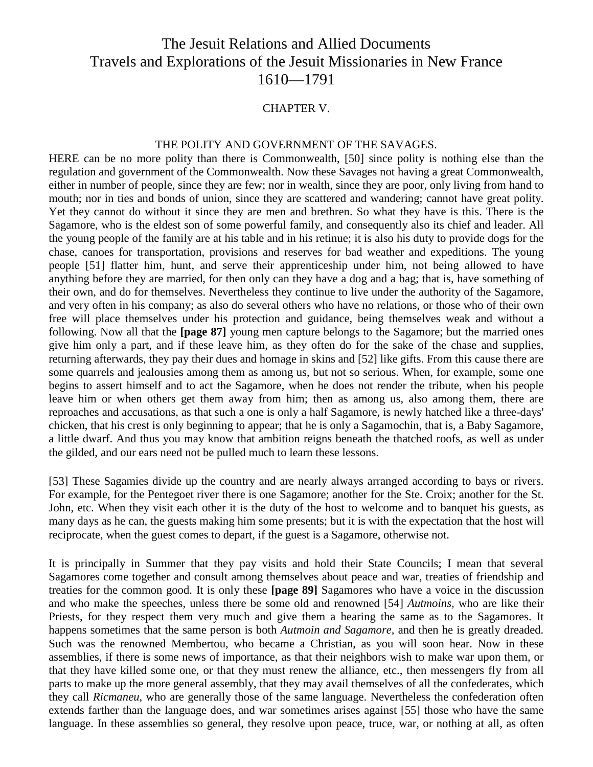# The Jesuit Relations and Allied Documents
# Travels and Explorations of the Jesuit Missionaries in New France
# 1610—1791

## CHAPTER V.

### THE POLITY AND GOVERNMENT OF THE SAVAGES.

HERE can be no more polity than there is Commonwealth, [50] since polity is nothing else than the regulation and government of the Commonwealth. Now these Savages not having a great Commonwealth, either in number of people, since they are few; nor in wealth, since they are poor, only living from hand to mouth; nor in ties and bonds of union, since they are scattered and wandering; cannot have great polity. Yet they cannot do without it since they are men and brethren. So what they have is this. There is the Sagamore, who is the eldest son of some powerful family, and consequently also its chief and leader. All the young people of the family are at his table and in his retinue; it is also his duty to provide dogs for the chase, canoes for transportation, provisions and reserves for bad weather and expeditions. The young people [51] flatter him, hunt, and serve their apprenticeship under him, not being allowed to have anything before they are married, for then only can they have a dog and a bag; that is, have something of their own, and do for themselves. Nevertheless they continue to live under the authority of the Sagamore, and very often in his company; as also do several others who have no relations, or those who of their own free will place themselves under his protection and guidance, being themselves weak and without a following. Now all that the **[page 87]** young men capture belongs to the Sagamore; but the married ones give him only a part, and if these leave him, as they often do for the sake of the chase and supplies, returning afterwards, they pay their dues and homage in skins and [52] like gifts. From this cause there are some quarrels and jealousies among them as among us, but not so serious. When, for example, some one begins to assert himself and to act the Sagamore, when he does not render the tribute, when his people leave him or when others get them away from him; then as among us, also among them, there are reproaches and accusations, as that such a one is only a half Sagamore, is newly hatched like a three-days' chicken, that his crest is only beginning to appear; that he is only a Sagamochin, that is, a Baby Sagamore, a little dwarf. And thus you may know that ambition reigns beneath the thatched roofs, as well as under the gilded, and our ears need not be pulled much to learn these lessons.

[53] These Sagamies divide up the country and are nearly always arranged according to bays or rivers. For example, for the Pentegoet river there is one Sagamore; another for the Ste. Croix; another for the St. John, etc. When they visit each other it is the duty of the host to welcome and to banquet his guests, as many days as he can, the guests making him some presents; but it is with the expectation that the host will reciprocate, when the guest comes to depart, if the guest is a Sagamore, otherwise not.

It is principally in Summer that they pay visits and hold their State Councils; I mean that several Sagamores come together and consult among themselves about peace and war, treaties of friendship and treaties for the common good. It is only these **[page 89]** Sagamores who have a voice in the discussion and who make the speeches, unless there be some old and renowned [54] *Autmoins*, who are like their Priests, for they respect them very much and give them a hearing the same as to the Sagamores. It happens sometimes that the same person is both *Autmoin and Sagamore*, and then he is greatly dreaded. Such was the renowned Membertou, who became a Christian, as you will soon hear. Now in these assemblies, if there is some news of importance, as that their neighbors wish to make war upon them, or that they have killed some one, or that they must renew the alliance, etc., then messengers fly from all parts to make up the more general assembly, that they may avail themselves of all the confederates, which they call *Ricmaneu*, who are generally those of the same language. Nevertheless the confederation often extends farther than the language does, and war sometimes arises against [55] those who have the same language. In these assemblies so general, they resolve upon peace, truce, war, or nothing at all, as often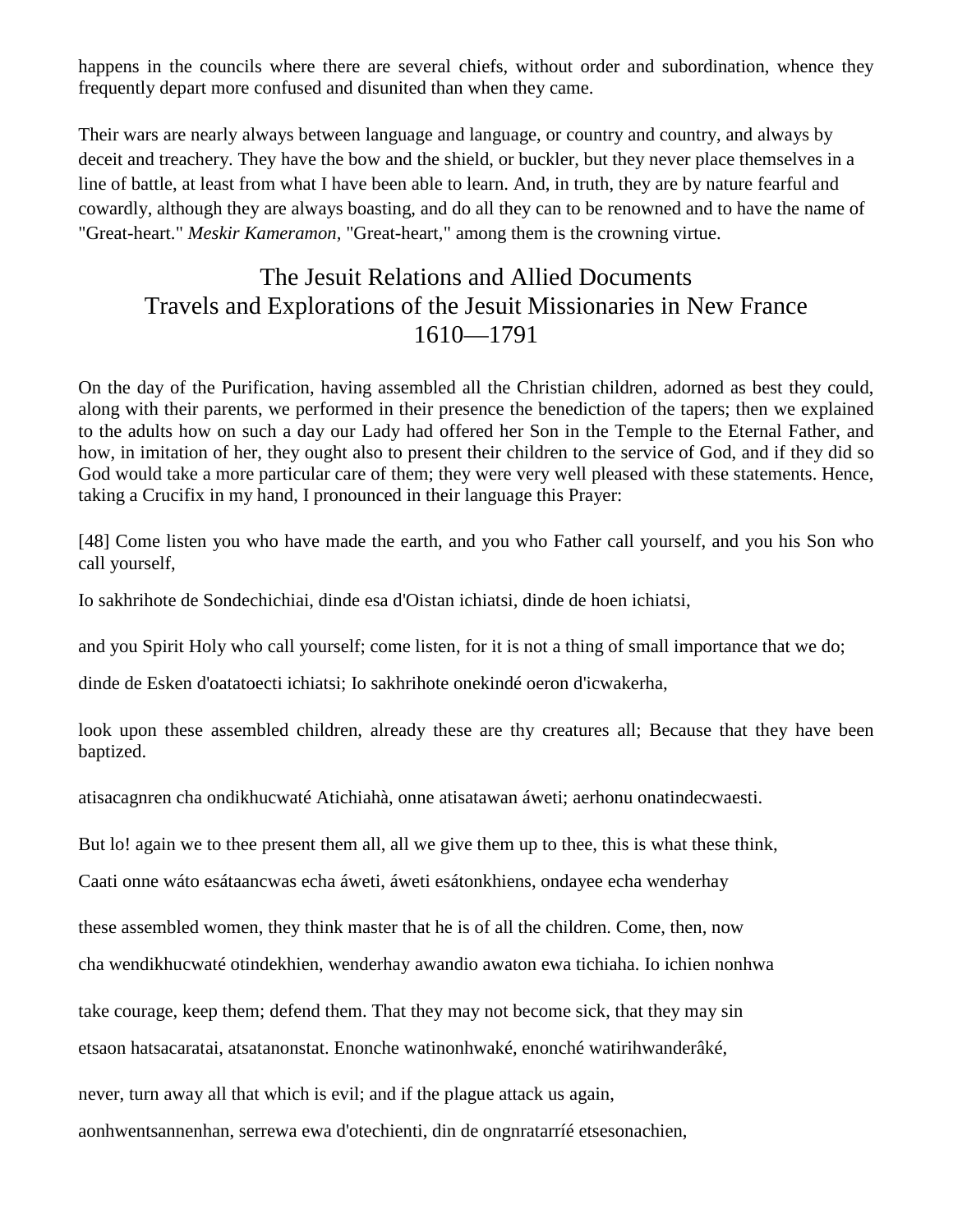happens in the councils where there are several chiefs, without order and subordination, whence they frequently depart more confused and disunited than when they came.

Their wars are nearly always between language and language, or country and country, and always by deceit and treachery. They have the bow and the shield, or buckler, but they never place themselves in a line of battle, at least from what I have been able to learn. And, in truth, they are by nature fearful and cowardly, although they are always boasting, and do all they can to be renowned and to have the name of "Great-heart." *Meskir Kameramon*, "Great-heart," among them is the crowning virtue.

## The Jesuit Relations and Allied Documents
## Travels and Explorations of the Jesuit Missionaries in New France
## 1610—1791

On the day of the Purification, having assembled all the Christian children, adorned as best they could, along with their parents, we performed in their presence the benediction of the tapers; then we explained to the adults how on such a day our Lady had offered her Son in the Temple to the Eternal Father, and how, in imitation of her, they ought also to present their children to the service of God, and if they did so God would take a more particular care of them; they were very well pleased with these statements. Hence, taking a Crucifix in my hand, I pronounced in their language this Prayer:

[48] Come listen you who have made the earth, and you who Father call yourself, and you his Son who call yourself,

Io sakhrihote de Sondechichiai, dinde esa d'Oistan ichiatsi, dinde de hoen ichiatsi,

and you Spirit Holy who call yourself; come listen, for it is not a thing of small importance that we do;

dinde de Esken d'oatatoecti ichiatsi; Io sakhrihote onekindé oeron d'icwakerha,

look upon these assembled children, already these are thy creatures all; Because that they have been baptized.

atisacagnren cha ondikhucwaté Atichiahà, onne atisatawan áweti; aerhonu onatindecwaesti.

But lo! again we to thee present them all, all we give them up to thee, this is what these think,

Caati onne wáto esátaancwas echa áweti, áweti esátonkhiens, ondayee echa wenderhay

these assembled women, they think master that he is of all the children. Come, then, now

cha wendikhucwaté otindekhien, wenderhay awandio awaton ewa tichiaha. Io ichien nonhwa

take courage, keep them; defend them. That they may not become sick, that they may sin

etsaon hatsacaratai, atsatanonstat. Enonche watinonhwaké, enonché watirihwanderâké,

never, turn away all that which is evil; and if the plague attack us again,

aonhwentsannenhan, serrewa ewa d'otechienti, din de ongnratarríé etsesonachien,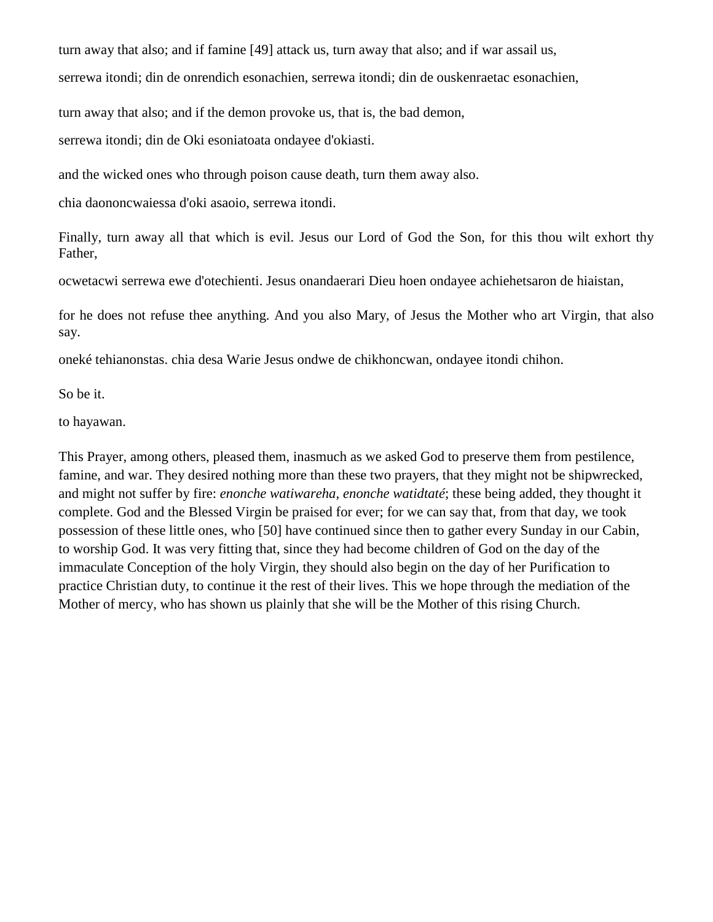turn away that also; and if famine [49] attack us, turn away that also; and if war assail us,

serrewa itondi; din de onrendich esonachien, serrewa itondi; din de ouskenraetac esonachien,

turn away that also; and if the demon provoke us, that is, the bad demon,

serrewa itondi; din de Oki esoniatoata ondayee d'okiasti.

and the wicked ones who through poison cause death, turn them away also.

chia daononcwaiessa d'oki asaoio, serrewa itondi.

Finally, turn away all that which is evil. Jesus our Lord of God the Son, for this thou wilt exhort thy Father,

ocwetacwi serrewa ewe d'otechienti. Jesus onandaerari Dieu hoen ondayee achiehetsaron de hiaistan,

for he does not refuse thee anything. And you also Mary, of Jesus the Mother who art Virgin, that also say.

oneké tehianonstas. chia desa Warie Jesus ondwe de chikhoncwan, ondayee itondi chihon.

So be it.

to hayawan.

This Prayer, among others, pleased them, inasmuch as we asked God to preserve them from pestilence, famine, and war. They desired nothing more than these two prayers, that they might not be shipwrecked, and might not suffer by fire: *enonche watiwareha*, *enonche watidtaté*; these being added, they thought it complete. God and the Blessed Virgin be praised for ever; for we can say that, from that day, we took possession of these little ones, who [50] have continued since then to gather every Sunday in our Cabin, to worship God. It was very fitting that, since they had become children of God on the day of the immaculate Conception of the holy Virgin, they should also begin on the day of her Purification to practice Christian duty, to continue it the rest of their lives. This we hope through the mediation of the Mother of mercy, who has shown us plainly that she will be the Mother of this rising Church.